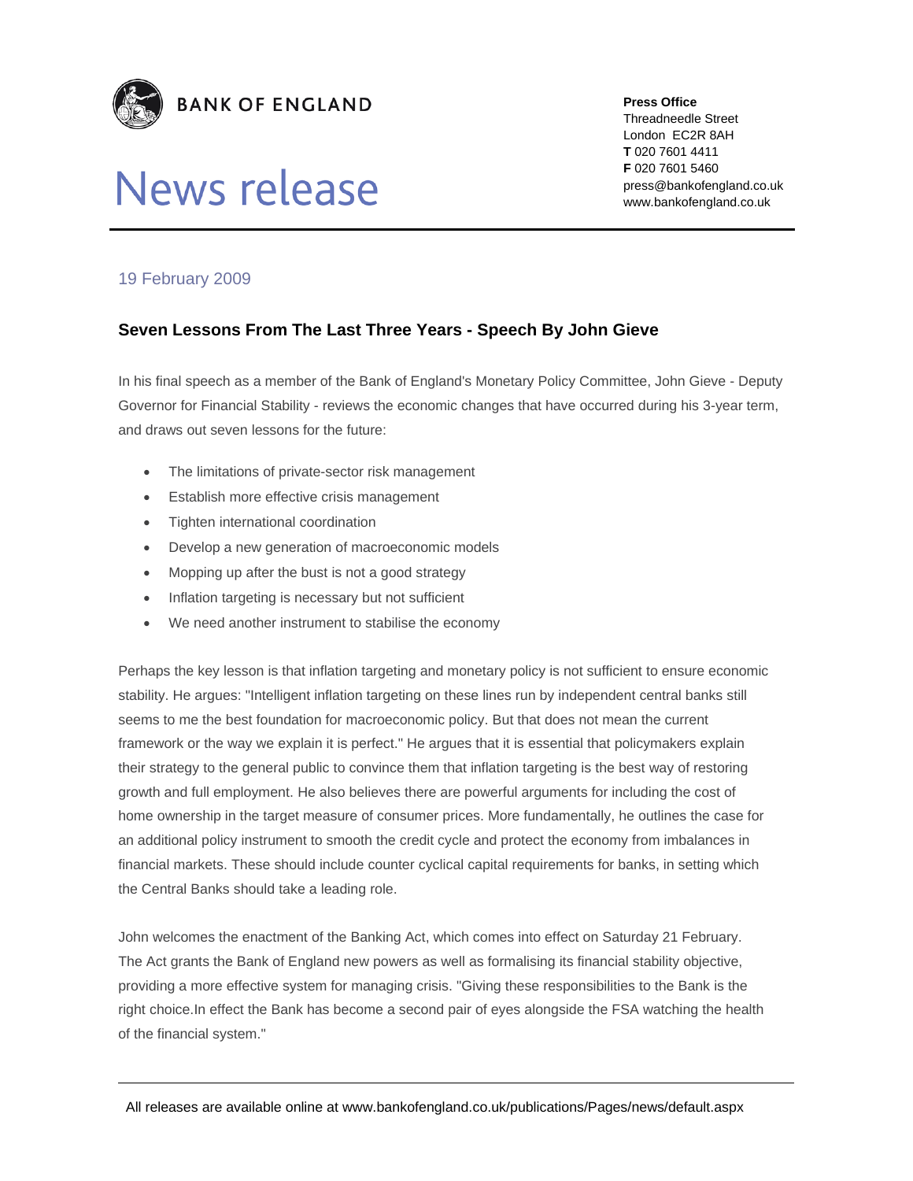BANK OF ENGLAND

# News release

**Press Office**
Threadneedle Street
London EC2R 8AH
**T** 020 7601 4411
**F** 020 7601 5460
press@bankofengland.co.uk
www.bankofengland.co.uk

19 February 2009

## Seven Lessons From The Last Three Years - Speech By John Gieve

In his final speech as a member of the Bank of England's Monetary Policy Committee, John Gieve - Deputy Governor for Financial Stability - reviews the economic changes that have occurred during his 3-year term, and draws out seven lessons for the future:

- The limitations of private-sector risk management
- Establish more effective crisis management
- Tighten international coordination
- Develop a new generation of macroeconomic models
- Mopping up after the bust is not a good strategy
- Inflation targeting is necessary but not sufficient
- We need another instrument to stabilise the economy

Perhaps the key lesson is that inflation targeting and monetary policy is not sufficient to ensure economic stability. He argues: "Intelligent inflation targeting on these lines run by independent central banks still seems to me the best foundation for macroeconomic policy. But that does not mean the current framework or the way we explain it is perfect." He argues that it is essential that policymakers explain their strategy to the general public to convince them that inflation targeting is the best way of restoring growth and full employment. He also believes there are powerful arguments for including the cost of home ownership in the target measure of consumer prices. More fundamentally, he outlines the case for an additional policy instrument to smooth the credit cycle and protect the economy from imbalances in financial markets. These should include counter cyclical capital requirements for banks, in setting which the Central Banks should take a leading role.

John welcomes the enactment of the Banking Act, which comes into effect on Saturday 21 February. The Act grants the Bank of England new powers as well as formalising its financial stability objective, providing a more effective system for managing crisis. "Giving these responsibilities to the Bank is the right choice.In effect the Bank has become a second pair of eyes alongside the FSA watching the health of the financial system."

All releases are available online at www.bankofengland.co.uk/publications/Pages/news/default.aspx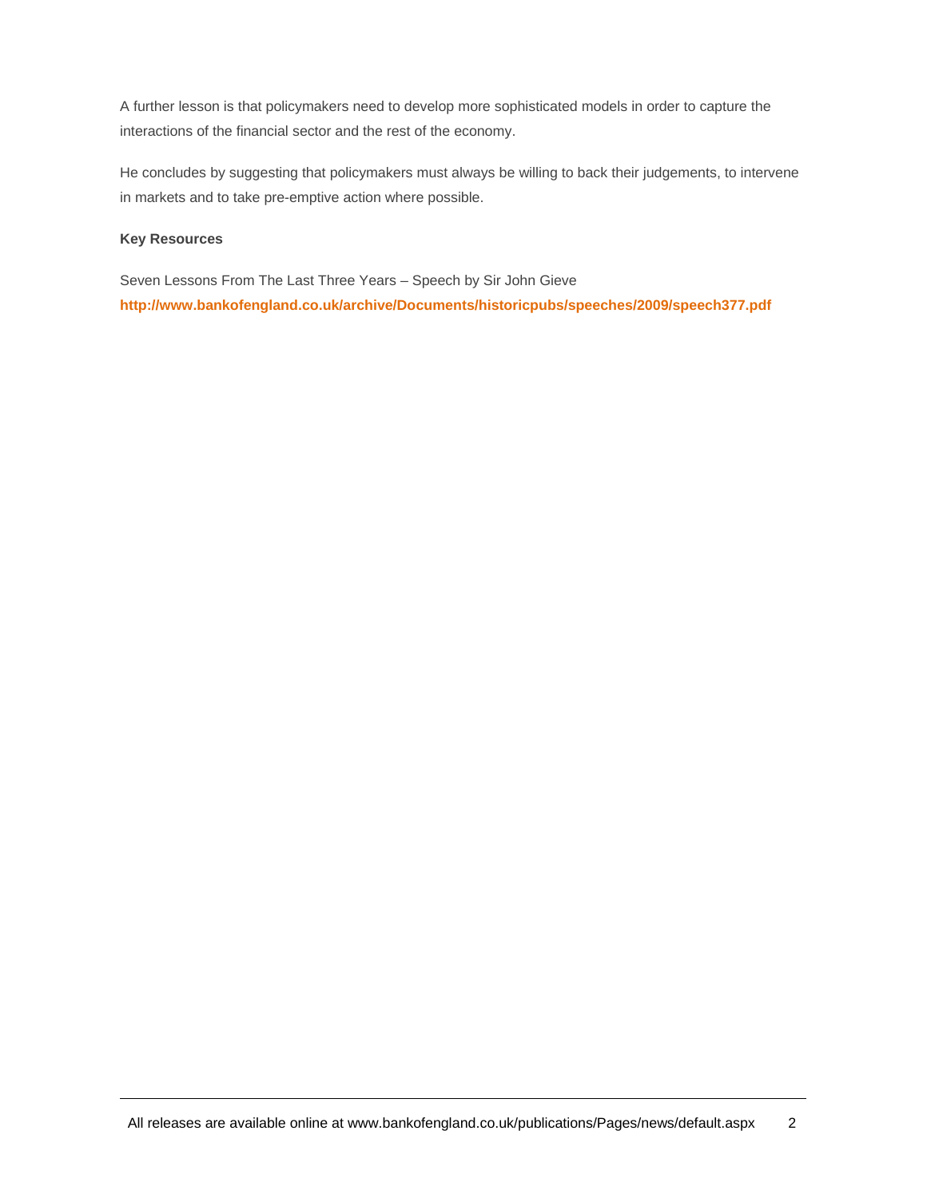A further lesson is that policymakers need to develop more sophisticated models in order to capture the interactions of the financial sector and the rest of the economy.

He concludes by suggesting that policymakers must always be willing to back their judgements, to intervene in markets and to take pre-emptive action where possible.

**Key Resources**

Seven Lessons From The Last Three Years – Speech by Sir John Gieve
**http://www.bankofengland.co.uk/archive/Documents/historicpubs/speeches/2009/speech377.pdf**